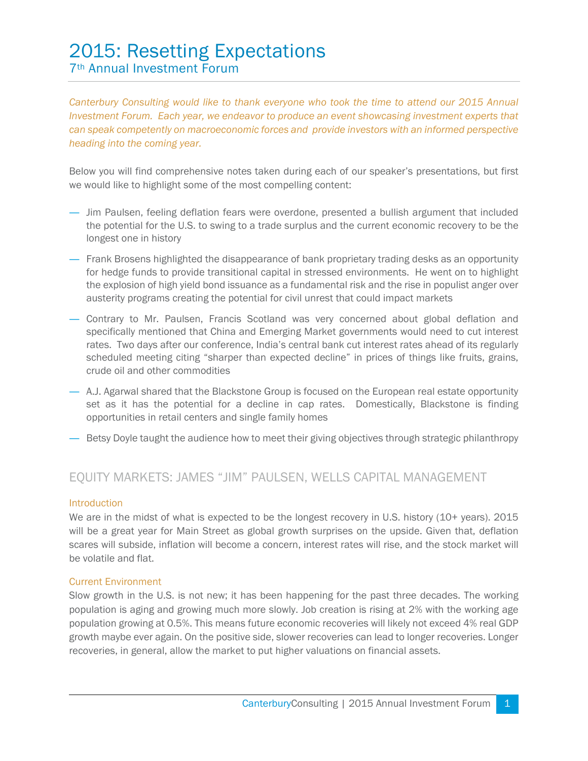# 2015: Resetting Expectations

## 7th Annual Investment Forum

*Canterbury Consulting would like to thank everyone who took the time to attend our 2015 Annual Investment Forum. Each year, we endeavor to produce an event showcasing investment experts that can speak competently on macroeconomic forces and provide investors with an informed perspective heading into the coming year.*

Below you will find comprehensive notes taken during each of our speaker's presentations, but first we would like to highlight some of the most compelling content:

- Jim Paulsen, feeling deflation fears were overdone, presented a bullish argument that included the potential for the U.S. to swing to a trade surplus and the current economic recovery to be the longest one in history
- Frank Brosens highlighted the disappearance of bank proprietary trading desks as an opportunity for hedge funds to provide transitional capital in stressed environments. He went on to highlight the explosion of high yield bond issuance as a fundamental risk and the rise in populist anger over austerity programs creating the potential for civil unrest that could impact markets
- Contrary to Mr. Paulsen, Francis Scotland was very concerned about global deflation and specifically mentioned that China and Emerging Market governments would need to cut interest rates. Two days after our conference, India's central bank cut interest rates ahead of its regularly scheduled meeting citing "sharper than expected decline" in prices of things like fruits, grains, crude oil and other commodities
- A.J. Agarwal shared that the Blackstone Group is focused on the European real estate opportunity set as it has the potential for a decline in cap rates. Domestically, Blackstone is finding opportunities in retail centers and single family homes
- Betsy Doyle taught the audience how to meet their giving objectives through strategic philanthropy

## EQUITY MARKETS: JAMES "JIM" PAULSEN, WELLS CAPITAL MANAGEMENT

### Introduction

We are in the midst of what is expected to be the longest recovery in U.S. history (10+ years). 2015 will be a great year for Main Street as global growth surprises on the upside. Given that, deflation scares will subside, inflation will become a concern, interest rates will rise, and the stock market will be volatile and flat.

### Current Environment

Slow growth in the U.S. is not new; it has been happening for the past three decades. The working population is aging and growing much more slowly. Job creation is rising at 2% with the working age population growing at 0.5%. This means future economic recoveries will likely not exceed 4% real GDP growth maybe ever again. On the positive side, slower recoveries can lead to longer recoveries. Longer recoveries, in general, allow the market to put higher valuations on financial assets.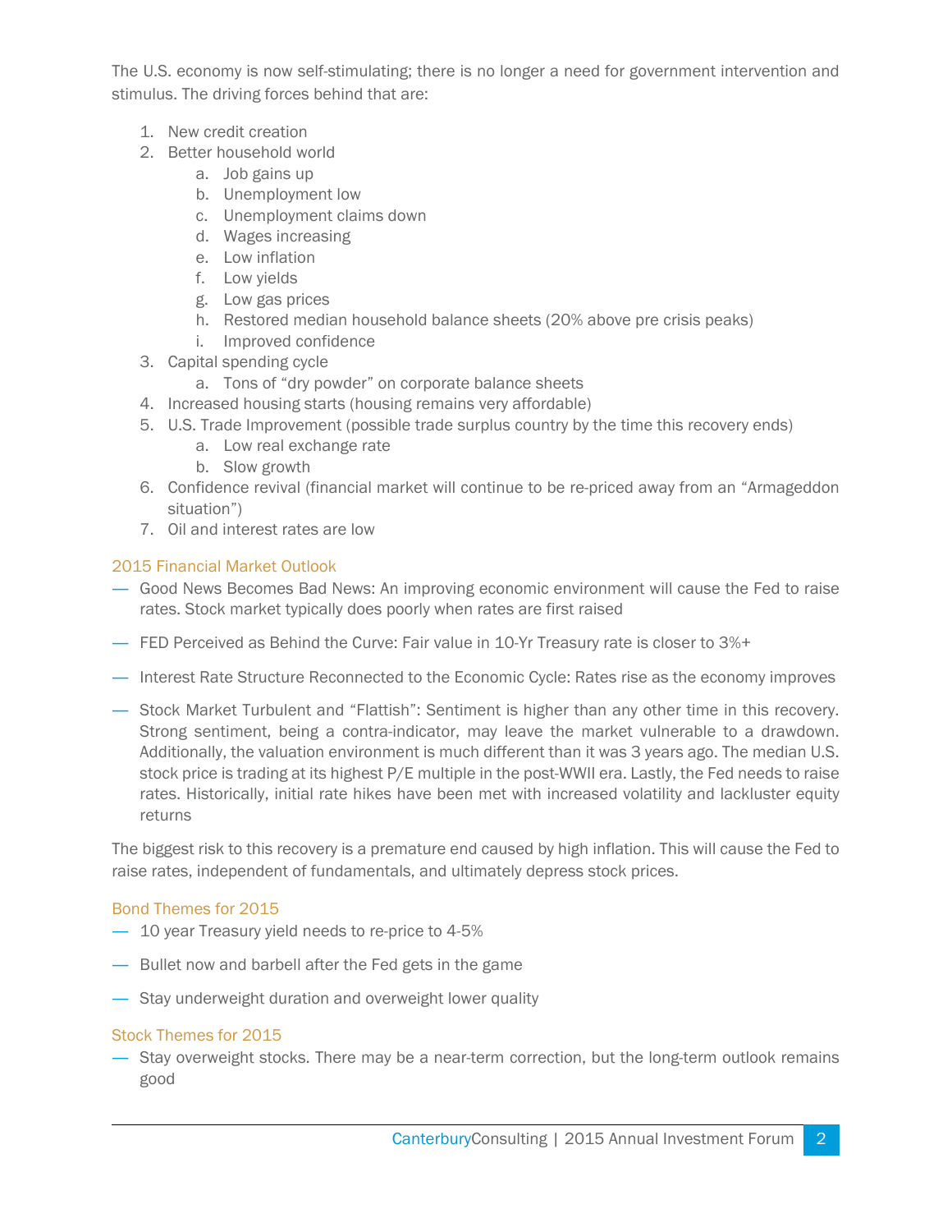The U.S. economy is now self-stimulating; there is no longer a need for government intervention and stimulus. The driving forces behind that are:

1. New credit creation
2. Better household world
    a. Job gains up
    b. Unemployment low
    c. Unemployment claims down
    d. Wages increasing
    e. Low inflation
    f. Low yields
    g. Low gas prices
    h. Restored median household balance sheets (20% above pre crisis peaks)
    i. Improved confidence
3. Capital spending cycle
    a. Tons of "dry powder" on corporate balance sheets
4. Increased housing starts (housing remains very affordable)
5. U.S. Trade Improvement (possible trade surplus country by the time this recovery ends)
    a. Low real exchange rate
    b. Slow growth
6. Confidence revival (financial market will continue to be re-priced away from an "Armageddon situation")
7. Oil and interest rates are low

## 2015 Financial Market Outlook

— Good News Becomes Bad News: An improving economic environment will cause the Fed to raise rates. Stock market typically does poorly when rates are first raised

— FED Perceived as Behind the Curve: Fair value in 10-Yr Treasury rate is closer to 3%+

— Interest Rate Structure Reconnected to the Economic Cycle: Rates rise as the economy improves

— Stock Market Turbulent and "Flattish": Sentiment is higher than any other time in this recovery. Strong sentiment, being a contra-indicator, may leave the market vulnerable to a drawdown. Additionally, the valuation environment is much different than it was 3 years ago. The median U.S. stock price is trading at its highest P/E multiple in the post-WWII era. Lastly, the Fed needs to raise rates. Historically, initial rate hikes have been met with increased volatility and lackluster equity returns

The biggest risk to this recovery is a premature end caused by high inflation. This will cause the Fed to raise rates, independent of fundamentals, and ultimately depress stock prices.

## Bond Themes for 2015

— 10 year Treasury yield needs to re-price to 4-5%

— Bullet now and barbell after the Fed gets in the game

— Stay underweight duration and overweight lower quality

## Stock Themes for 2015

— Stay overweight stocks. There may be a near-term correction, but the long-term outlook remains good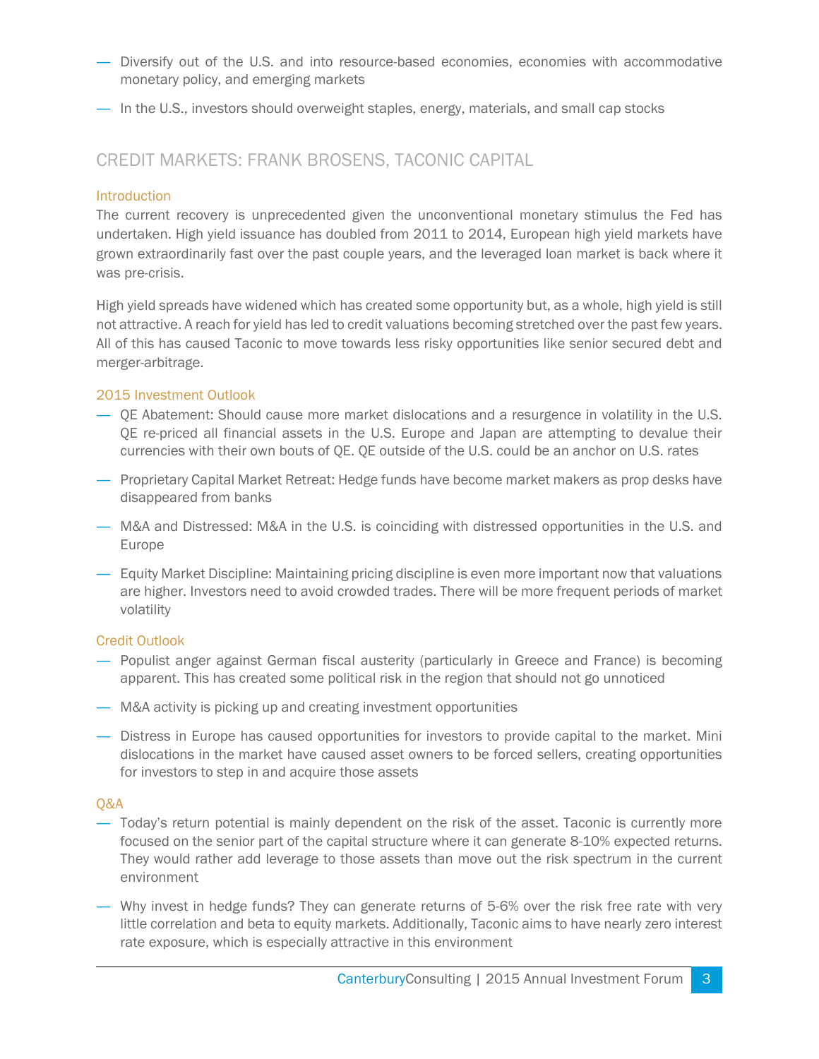- Diversify out of the U.S. and into resource-based economies, economies with accommodative monetary policy, and emerging markets
- In the U.S., investors should overweight staples, energy, materials, and small cap stocks

## CREDIT MARKETS: FRANK BROSENS, TACONIC CAPITAL

### Introduction

The current recovery is unprecedented given the unconventional monetary stimulus the Fed has undertaken. High yield issuance has doubled from 2011 to 2014, European high yield markets have grown extraordinarily fast over the past couple years, and the leveraged loan market is back where it was pre-crisis.

High yield spreads have widened which has created some opportunity but, as a whole, high yield is still not attractive. A reach for yield has led to credit valuations becoming stretched over the past few years. All of this has caused Taconic to move towards less risky opportunities like senior secured debt and merger-arbitrage.

### 2015 Investment Outlook

- QE Abatement: Should cause more market dislocations and a resurgence in volatility in the U.S. QE re-priced all financial assets in the U.S. Europe and Japan are attempting to devalue their currencies with their own bouts of QE. QE outside of the U.S. could be an anchor on U.S. rates
- Proprietary Capital Market Retreat: Hedge funds have become market makers as prop desks have disappeared from banks
- M&A and Distressed: M&A in the U.S. is coinciding with distressed opportunities in the U.S. and Europe
- Equity Market Discipline: Maintaining pricing discipline is even more important now that valuations are higher. Investors need to avoid crowded trades. There will be more frequent periods of market volatility

### Credit Outlook

- Populist anger against German fiscal austerity (particularly in Greece and France) is becoming apparent. This has created some political risk in the region that should not go unnoticed
- M&A activity is picking up and creating investment opportunities
- Distress in Europe has caused opportunities for investors to provide capital to the market. Mini dislocations in the market have caused asset owners to be forced sellers, creating opportunities for investors to step in and acquire those assets

### Q&A

- Today's return potential is mainly dependent on the risk of the asset. Taconic is currently more focused on the senior part of the capital structure where it can generate 8-10% expected returns. They would rather add leverage to those assets than move out the risk spectrum in the current environment
- Why invest in hedge funds? They can generate returns of 5-6% over the risk free rate with very little correlation and beta to equity markets. Additionally, Taconic aims to have nearly zero interest rate exposure, which is especially attractive in this environment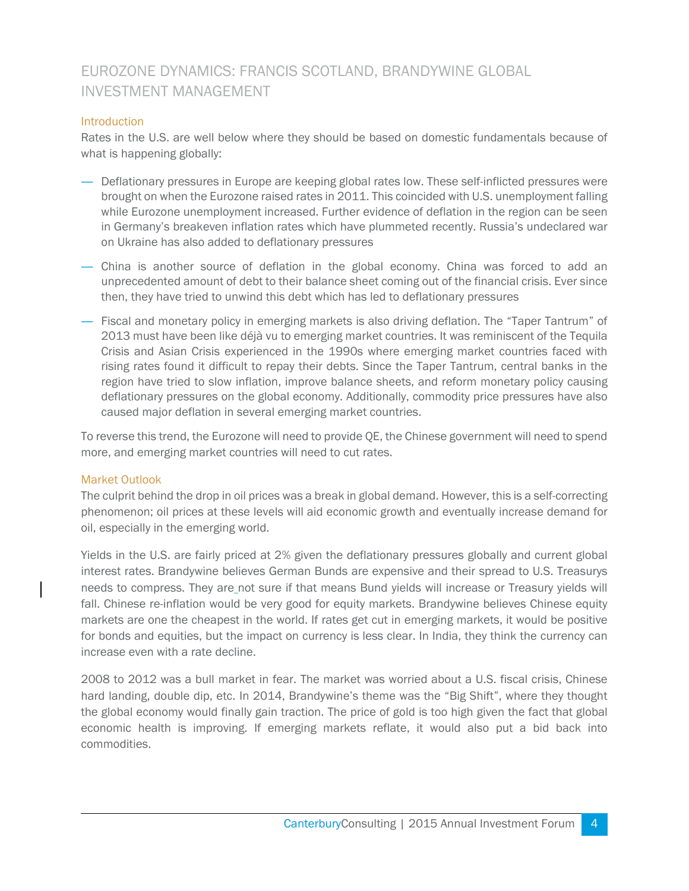## EUROZONE DYNAMICS: FRANCIS SCOTLAND, BRANDYWINE GLOBAL INVESTMENT MANAGEMENT

### Introduction

Rates in the U.S. are well below where they should be based on domestic fundamentals because of what is happening globally:

- Deflationary pressures in Europe are keeping global rates low. These self-inflicted pressures were brought on when the Eurozone raised rates in 2011. This coincided with U.S. unemployment falling while Eurozone unemployment increased. Further evidence of deflation in the region can be seen in Germany's breakeven inflation rates which have plummeted recently. Russia's undeclared war on Ukraine has also added to deflationary pressures
- China is another source of deflation in the global economy. China was forced to add an unprecedented amount of debt to their balance sheet coming out of the financial crisis. Ever since then, they have tried to unwind this debt which has led to deflationary pressures
- Fiscal and monetary policy in emerging markets is also driving deflation. The "Taper Tantrum" of 2013 must have been like déjà vu to emerging market countries. It was reminiscent of the Tequila Crisis and Asian Crisis experienced in the 1990s where emerging market countries faced with rising rates found it difficult to repay their debts. Since the Taper Tantrum, central banks in the region have tried to slow inflation, improve balance sheets, and reform monetary policy causing deflationary pressures on the global economy. Additionally, commodity price pressures have also caused major deflation in several emerging market countries.

To reverse this trend, the Eurozone will need to provide QE, the Chinese government will need to spend more, and emerging market countries will need to cut rates.

### Market Outlook

The culprit behind the drop in oil prices was a break in global demand. However, this is a self-correcting phenomenon; oil prices at these levels will aid economic growth and eventually increase demand for oil, especially in the emerging world.

Yields in the U.S. are fairly priced at 2% given the deflationary pressures globally and current global interest rates. Brandywine believes German Bunds are expensive and their spread to U.S. Treasurys needs to compress. They are not sure if that means Bund yields will increase or Treasury yields will fall. Chinese re-inflation would be very good for equity markets. Brandywine believes Chinese equity markets are one the cheapest in the world. If rates get cut in emerging markets, it would be positive for bonds and equities, but the impact on currency is less clear. In India, they think the currency can increase even with a rate decline.

2008 to 2012 was a bull market in fear. The market was worried about a U.S. fiscal crisis, Chinese hard landing, double dip, etc. In 2014, Brandywine's theme was the "Big Shift", where they thought the global economy would finally gain traction. The price of gold is too high given the fact that global economic health is improving. If emerging markets reflate, it would also put a bid back into commodities.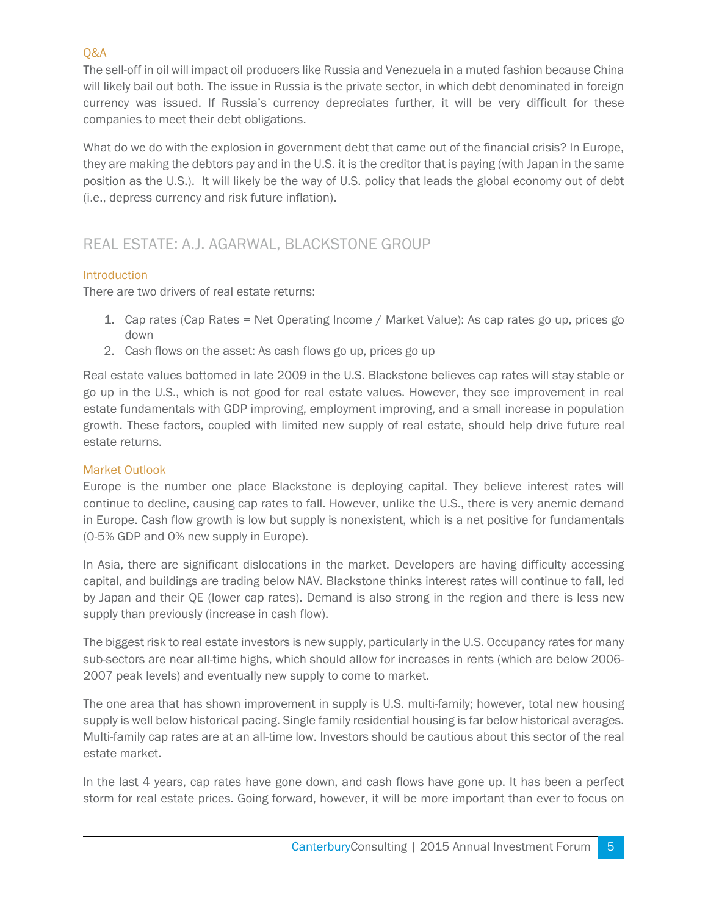### Q&A

The sell-off in oil will impact oil producers like Russia and Venezuela in a muted fashion because China will likely bail out both. The issue in Russia is the private sector, in which debt denominated in foreign currency was issued. If Russia's currency depreciates further, it will be very difficult for these companies to meet their debt obligations.

What do we do with the explosion in government debt that came out of the financial crisis? In Europe, they are making the debtors pay and in the U.S. it is the creditor that is paying (with Japan in the same position as the U.S.). It will likely be the way of U.S. policy that leads the global economy out of debt (i.e., depress currency and risk future inflation).

## REAL ESTATE: A.J. AGARWAL, BLACKSTONE GROUP

### Introduction

There are two drivers of real estate returns:

1. Cap rates (Cap Rates = Net Operating Income / Market Value): As cap rates go up, prices go down
2. Cash flows on the asset: As cash flows go up, prices go up

Real estate values bottomed in late 2009 in the U.S. Blackstone believes cap rates will stay stable or go up in the U.S., which is not good for real estate values. However, they see improvement in real estate fundamentals with GDP improving, employment improving, and a small increase in population growth. These factors, coupled with limited new supply of real estate, should help drive future real estate returns.

### Market Outlook

Europe is the number one place Blackstone is deploying capital. They believe interest rates will continue to decline, causing cap rates to fall. However, unlike the U.S., there is very anemic demand in Europe. Cash flow growth is low but supply is nonexistent, which is a net positive for fundamentals (0-5% GDP and 0% new supply in Europe).

In Asia, there are significant dislocations in the market. Developers are having difficulty accessing capital, and buildings are trading below NAV. Blackstone thinks interest rates will continue to fall, led by Japan and their QE (lower cap rates). Demand is also strong in the region and there is less new supply than previously (increase in cash flow).

The biggest risk to real estate investors is new supply, particularly in the U.S. Occupancy rates for many sub-sectors are near all-time highs, which should allow for increases in rents (which are below 2006-2007 peak levels) and eventually new supply to come to market.

The one area that has shown improvement in supply is U.S. multi-family; however, total new housing supply is well below historical pacing. Single family residential housing is far below historical averages. Multi-family cap rates are at an all-time low. Investors should be cautious about this sector of the real estate market.

In the last 4 years, cap rates have gone down, and cash flows have gone up. It has been a perfect storm for real estate prices. Going forward, however, it will be more important than ever to focus on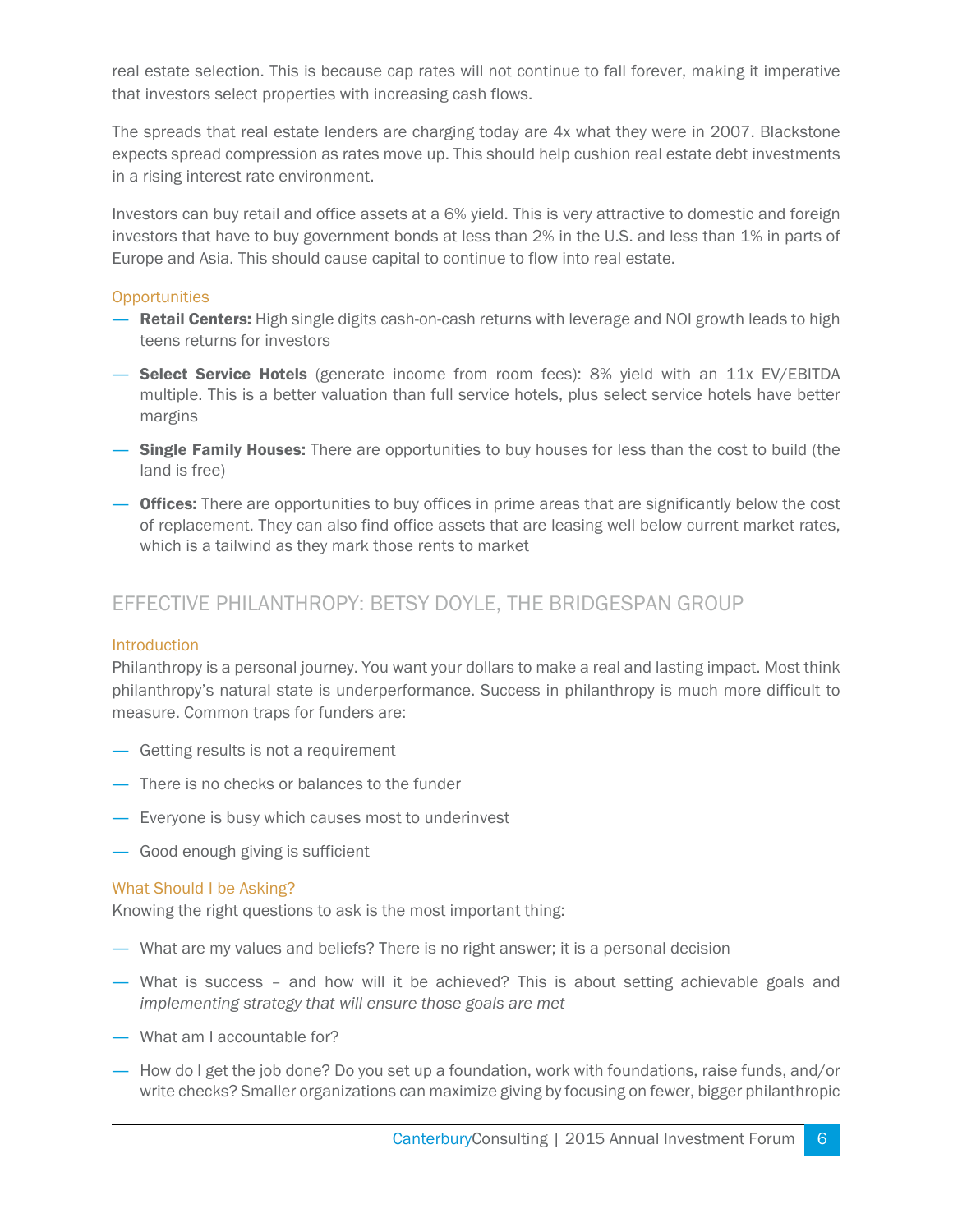real estate selection. This is because cap rates will not continue to fall forever, making it imperative that investors select properties with increasing cash flows.

The spreads that real estate lenders are charging today are 4x what they were in 2007. Blackstone expects spread compression as rates move up. This should help cushion real estate debt investments in a rising interest rate environment.

Investors can buy retail and office assets at a 6% yield. This is very attractive to domestic and foreign investors that have to buy government bonds at less than 2% in the U.S. and less than 1% in parts of Europe and Asia. This should cause capital to continue to flow into real estate.

### Opportunities

- **Retail Centers:** High single digits cash-on-cash returns with leverage and NOI growth leads to high teens returns for investors
- **Select Service Hotels** (generate income from room fees): 8% yield with an 11x EV/EBITDA multiple. This is a better valuation than full service hotels, plus select service hotels have better margins
- **Single Family Houses:** There are opportunities to buy houses for less than the cost to build (the land is free)
- **Offices:** There are opportunities to buy offices in prime areas that are significantly below the cost of replacement. They can also find office assets that are leasing well below current market rates, which is a tailwind as they mark those rents to market

## EFFECTIVE PHILANTHROPY: BETSY DOYLE, THE BRIDGESPAN GROUP

### Introduction

Philanthropy is a personal journey. You want your dollars to make a real and lasting impact. Most think philanthropy's natural state is underperformance. Success in philanthropy is much more difficult to measure. Common traps for funders are:

- Getting results is not a requirement
- There is no checks or balances to the funder
- Everyone is busy which causes most to underinvest
- Good enough giving is sufficient

### What Should I be Asking?

Knowing the right questions to ask is the most important thing:

- What are my values and beliefs? There is no right answer; it is a personal decision
- What is success – and how will it be achieved? This is about setting achievable goals and *implementing strategy that will ensure those goals are met*
- What am I accountable for?
- How do I get the job done? Do you set up a foundation, work with foundations, raise funds, and/or write checks? Smaller organizations can maximize giving by focusing on fewer, bigger philanthropic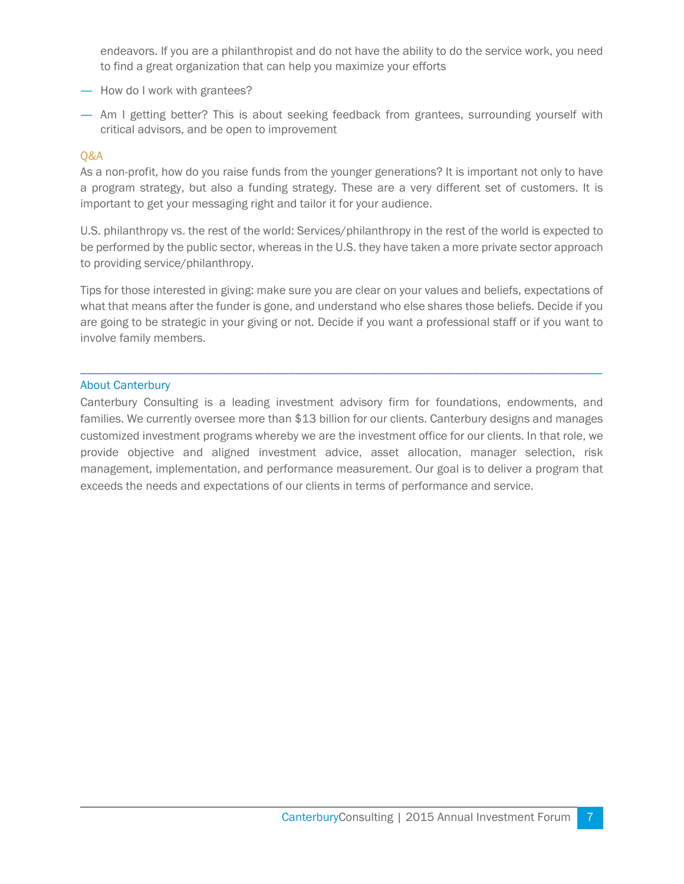endeavors. If you are a philanthropist and do not have the ability to do the service work, you need to find a great organization that can help you maximize your efforts

- How do I work with grantees?
- Am I getting better? This is about seeking feedback from grantees, surrounding yourself with critical advisors, and be open to improvement

### Q&A

As a non-profit, how do you raise funds from the younger generations? It is important not only to have a program strategy, but also a funding strategy. These are a very different set of customers. It is important to get your messaging right and tailor it for your audience.

U.S. philanthropy vs. the rest of the world: Services/philanthropy in the rest of the world is expected to be performed by the public sector, whereas in the U.S. they have taken a more private sector approach to providing service/philanthropy.

Tips for those interested in giving: make sure you are clear on your values and beliefs, expectations of what that means after the funder is gone, and understand who else shares those beliefs. Decide if you are going to be strategic in your giving or not. Decide if you want a professional staff or if you want to involve family members.

---

### About Canterbury

Canterbury Consulting is a leading investment advisory firm for foundations, endowments, and families. We currently oversee more than $13 billion for our clients. Canterbury designs and manages customized investment programs whereby we are the investment office for our clients. In that role, we provide objective and aligned investment advice, asset allocation, manager selection, risk management, implementation, and performance measurement. Our goal is to deliver a program that exceeds the needs and expectations of our clients in terms of performance and service.